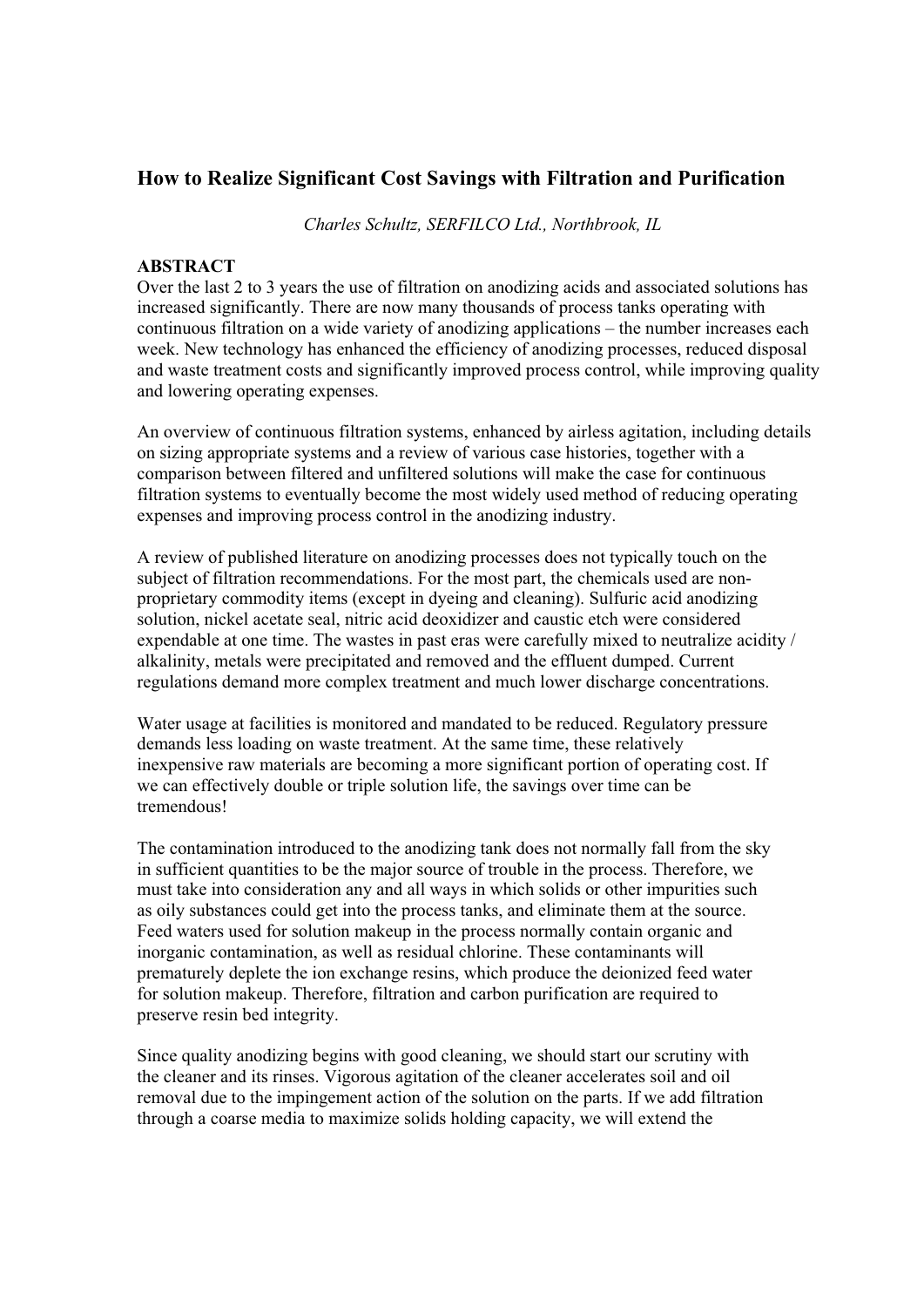# How to Realize Significant Cost Savings with Filtration and Purification

*Charles Schultz, SERFILCO Ltd., Northbrook, IL*

**ABSTRACT**

Over the last 2 to 3 years the use of filtration on anodizing acids and associated solutions has increased significantly. There are now many thousands of process tanks operating with continuous filtration on a wide variety of anodizing applications – the number increases each week. New technology has enhanced the efficiency of anodizing processes, reduced disposal and waste treatment costs and significantly improved process control, while improving quality and lowering operating expenses.

An overview of continuous filtration systems, enhanced by airless agitation, including details on sizing appropriate systems and a review of various case histories, together with a comparison between filtered and unfiltered solutions will make the case for continuous filtration systems to eventually become the most widely used method of reducing operating expenses and improving process control in the anodizing industry.

A review of published literature on anodizing processes does not typically touch on the subject of filtration recommendations. For the most part, the chemicals used are non-proprietary commodity items (except in dyeing and cleaning). Sulfuric acid anodizing solution, nickel acetate seal, nitric acid deoxidizer and caustic etch were considered expendable at one time. The wastes in past eras were carefully mixed to neutralize acidity / alkalinity, metals were precipitated and removed and the effluent dumped. Current regulations demand more complex treatment and much lower discharge concentrations.

Water usage at facilities is monitored and mandated to be reduced. Regulatory pressure demands less loading on waste treatment. At the same time, these relatively inexpensive raw materials are becoming a more significant portion of operating cost. If we can effectively double or triple solution life, the savings over time can be tremendous!

The contamination introduced to the anodizing tank does not normally fall from the sky in sufficient quantities to be the major source of trouble in the process. Therefore, we must take into consideration any and all ways in which solids or other impurities such as oily substances could get into the process tanks, and eliminate them at the source. Feed waters used for solution makeup in the process normally contain organic and inorganic contamination, as well as residual chlorine. These contaminants will prematurely deplete the ion exchange resins, which produce the deionized feed water for solution makeup. Therefore, filtration and carbon purification are required to preserve resin bed integrity.

Since quality anodizing begins with good cleaning, we should start our scrutiny with the cleaner and its rinses. Vigorous agitation of the cleaner accelerates soil and oil removal due to the impingement action of the solution on the parts. If we add filtration through a coarse media to maximize solids holding capacity, we will extend the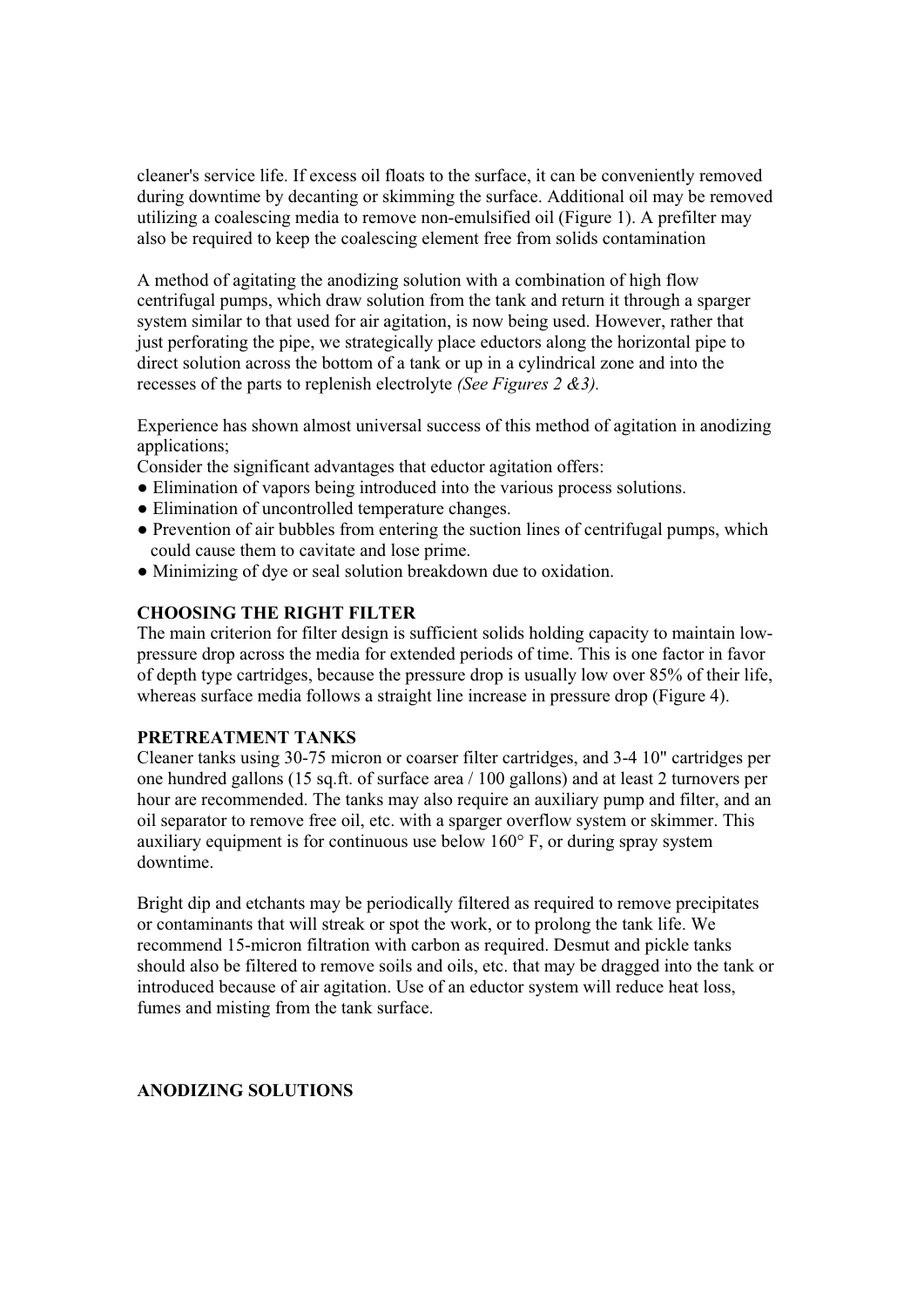cleaner's service life. If excess oil floats to the surface, it can be conveniently removed during downtime by decanting or skimming the surface. Additional oil may be removed utilizing a coalescing media to remove non-emulsified oil (Figure 1). A prefilter may also be required to keep the coalescing element free from solids contamination

A method of agitating the anodizing solution with a combination of high flow centrifugal pumps, which draw solution from the tank and return it through a sparger system similar to that used for air agitation, is now being used. However, rather that just perforating the pipe, we strategically place eductors along the horizontal pipe to direct solution across the bottom of a tank or up in a cylindrical zone and into the recesses of the parts to replenish electrolyte *(See Figures 2 &3).*

Experience has shown almost universal success of this method of agitation in anodizing applications;

Consider the significant advantages that eductor agitation offers:

- Elimination of vapors being introduced into the various process solutions.
- Elimination of uncontrolled temperature changes.
- Prevention of air bubbles from entering the suction lines of centrifugal pumps, which could cause them to cavitate and lose prime.
- Minimizing of dye or seal solution breakdown due to oxidation.

## CHOOSING THE RIGHT FILTER

The main criterion for filter design is sufficient solids holding capacity to maintain low-pressure drop across the media for extended periods of time. This is one factor in favor of depth type cartridges, because the pressure drop is usually low over 85% of their life, whereas surface media follows a straight line increase in pressure drop (Figure 4).

## PRETREATMENT TANKS

Cleaner tanks using 30-75 micron or coarser filter cartridges, and 3-4 10" cartridges per one hundred gallons (15 sq.ft. of surface area / 100 gallons) and at least 2 turnovers per hour are recommended. The tanks may also require an auxiliary pump and filter, and an oil separator to remove free oil, etc. with a sparger overflow system or skimmer. This auxiliary equipment is for continuous use below 160° F, or during spray system downtime.

Bright dip and etchants may be periodically filtered as required to remove precipitates or contaminants that will streak or spot the work, or to prolong the tank life. We recommend 15-micron filtration with carbon as required. Desmut and pickle tanks should also be filtered to remove soils and oils, etc. that may be dragged into the tank or introduced because of air agitation. Use of an eductor system will reduce heat loss, fumes and misting from the tank surface.

## ANODIZING SOLUTIONS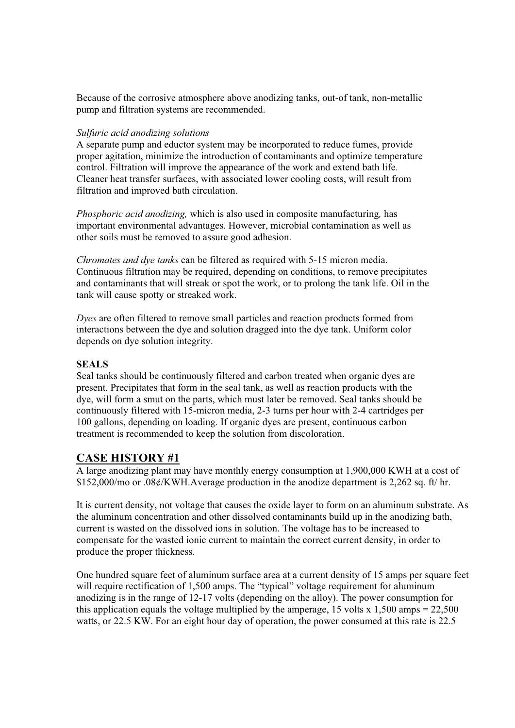Because of the corrosive atmosphere above anodizing tanks, out-of tank, non-metallic pump and filtration systems are recommended.

*Sulfuric acid anodizing solutions*
A separate pump and eductor system may be incorporated to reduce fumes, provide proper agitation, minimize the introduction of contaminants and optimize temperature control. Filtration will improve the appearance of the work and extend bath life. Cleaner heat transfer surfaces, with associated lower cooling costs, will result from filtration and improved bath circulation.

*Phosphoric acid anodizing,* which is also used in composite manufacturing*,* has important environmental advantages. However, microbial contamination as well as other soils must be removed to assure good adhesion.

*Chromates and dye tanks* can be filtered as required with 5-15 micron media. Continuous filtration may be required, depending on conditions, to remove precipitates and contaminants that will streak or spot the work, or to prolong the tank life. Oil in the tank will cause spotty or streaked work.

*Dyes* are often filtered to remove small particles and reaction products formed from interactions between the dye and solution dragged into the dye tank. Uniform color depends on dye solution integrity.

**SEALS**
Seal tanks should be continuously filtered and carbon treated when organic dyes are present. Precipitates that form in the seal tank, as well as reaction products with the dye, will form a smut on the parts, which must later be removed. Seal tanks should be continuously filtered with 15-micron media, 2-3 turns per hour with 2-4 cartridges per 100 gallons, depending on loading. If organic dyes are present, continuous carbon treatment is recommended to keep the solution from discoloration.

## CASE HISTORY #1

A large anodizing plant may have monthly energy consumption at 1,900,000 KWH at a cost of $152,000/mo or .08¢/KWH.Average production in the anodize department is 2,262 sq. ft/ hr.

It is current density, not voltage that causes the oxide layer to form on an aluminum substrate. As the aluminum concentration and other dissolved contaminants build up in the anodizing bath, current is wasted on the dissolved ions in solution. The voltage has to be increased to compensate for the wasted ionic current to maintain the correct current density, in order to produce the proper thickness.

One hundred square feet of aluminum surface area at a current density of 15 amps per square feet will require rectification of 1,500 amps. The "typical" voltage requirement for aluminum anodizing is in the range of 12-17 volts (depending on the alloy). The power consumption for this application equals the voltage multiplied by the amperage, 15 volts x 1,500 amps = 22,500 watts, or 22.5 KW. For an eight hour day of operation, the power consumed at this rate is 22.5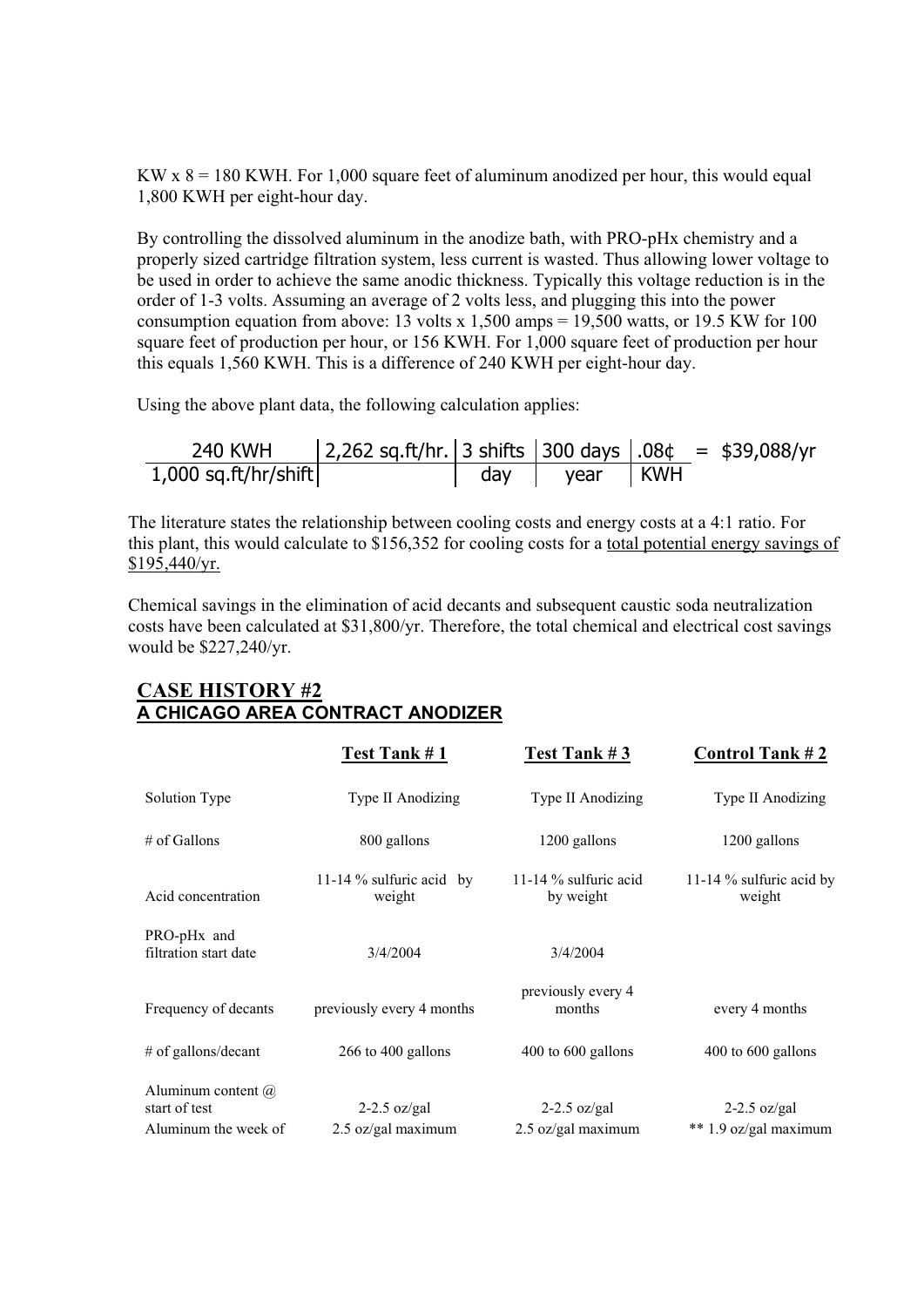KW x 8 = 180 KWH. For 1,000 square feet of aluminum anodized per hour, this would equal 1,800 KWH per eight-hour day.

By controlling the dissolved aluminum in the anodize bath, with PRO-pHx chemistry and a properly sized cartridge filtration system, less current is wasted. Thus allowing lower voltage to be used in order to achieve the same anodic thickness. Typically this voltage reduction is in the order of 1-3 volts. Assuming an average of 2 volts less, and plugging this into the power consumption equation from above: 13 volts x 1,500 amps = 19,500 watts, or 19.5 KW for 100 square feet of production per hour, or 156 KWH. For 1,000 square feet of production per hour this equals 1,560 KWH. This is a difference of 240 KWH per eight-hour day.

Using the above plant data, the following calculation applies:

| 240 KWH | 2,262 sq.ft/hr. | 3 shifts | 300 days | .08¢ | = $39,088/yr |
|---|---|---|---|---|---|
| 1,000 sq.ft/hr/shift | | day | year | KWH | |

The literature states the relationship between cooling costs and energy costs at a 4:1 ratio. For this plant, this would calculate to $156,352 for cooling costs for a <u>total potential energy savings of $195,440/yr.</u>

Chemical savings in the elimination of acid decants and subsequent caustic soda neutralization costs have been calculated at $31,800/yr. Therefore, the total chemical and electrical cost savings would be $227,240/yr.

## CASE HISTORY #2
### A CHICAGO AREA CONTRACT ANODIZER

| | Test Tank # 1 | Test Tank # 3 | Control Tank # 2 |
|---|---|---|---|
| Solution Type | Type II Anodizing | Type II Anodizing | Type II Anodizing |
| # of Gallons | 800 gallons | 1200 gallons | 1200 gallons |
| Acid concentration | 11-14 % sulfuric acid by weight | 11-14 % sulfuric acid by weight | 11-14 % sulfuric acid by weight |
| PRO-pHx and filtration start date | 3/4/2004 | 3/4/2004 | |
| Frequency of decants | previously every 4 months | previously every 4 months | every 4 months |
| # of gallons/decant | 266 to 400 gallons | 400 to 600 gallons | 400 to 600 gallons |
| Aluminum content @ start of test | 2-2.5 oz/gal | 2-2.5 oz/gal | 2-2.5 oz/gal |
| Aluminum the week of | 2.5 oz/gal maximum | 2.5 oz/gal maximum | ** 1.9 oz/gal maximum |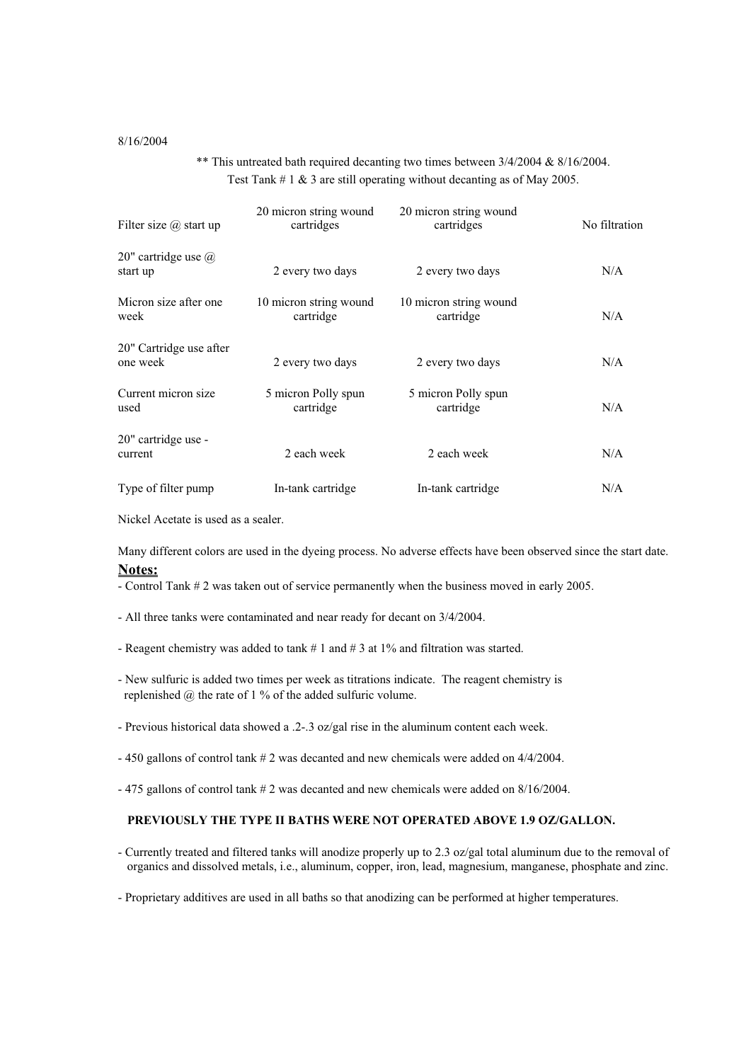8/16/2004

** This untreated bath required decanting two times between 3/4/2004 & 8/16/2004.
Test Tank # 1 & 3 are still operating without decanting as of May 2005.

| | | | |
|---|---|---|---|
| Filter size @ start up | 20 micron string wound cartridges | 20 micron string wound cartridges | No filtration |
| 20" cartridge use @ start up | 2 every two days | 2 every two days | N/A |
| Micron size after one week | 10 micron string wound cartridge | 10 micron string wound cartridge | N/A |
| 20" Cartridge use after one week | 2 every two days | 2 every two days | N/A |
| Current micron size used | 5 micron Polly spun cartridge | 5 micron Polly spun cartridge | N/A |
| 20" cartridge use - current | 2 each week | 2 each week | N/A |
| Type of filter pump | In-tank cartridge | In-tank cartridge | N/A |

Nickel Acetate is used as a sealer.

Many different colors are used in the dyeing process. No adverse effects have been observed since the start date.

**Notes:**

- Control Tank # 2 was taken out of service permanently when the business moved in early 2005.
- All three tanks were contaminated and near ready for decant on 3/4/2004.
- Reagent chemistry was added to tank # 1 and # 3 at 1% and filtration was started.
- New sulfuric is added two times per week as titrations indicate. The reagent chemistry is replenished @ the rate of 1 % of the added sulfuric volume.
- Previous historical data showed a .2-.3 oz/gal rise in the aluminum content each week.
- 450 gallons of control tank # 2 was decanted and new chemicals were added on 4/4/2004.
- 475 gallons of control tank # 2 was decanted and new chemicals were added on 8/16/2004.

**PREVIOUSLY THE TYPE II BATHS WERE NOT OPERATED ABOVE 1.9 OZ/GALLON.**

- Currently treated and filtered tanks will anodize properly up to 2.3 oz/gal total aluminum due to the removal of organics and dissolved metals, i.e., aluminum, copper, iron, lead, magnesium, manganese, phosphate and zinc.
- Proprietary additives are used in all baths so that anodizing can be performed at higher temperatures.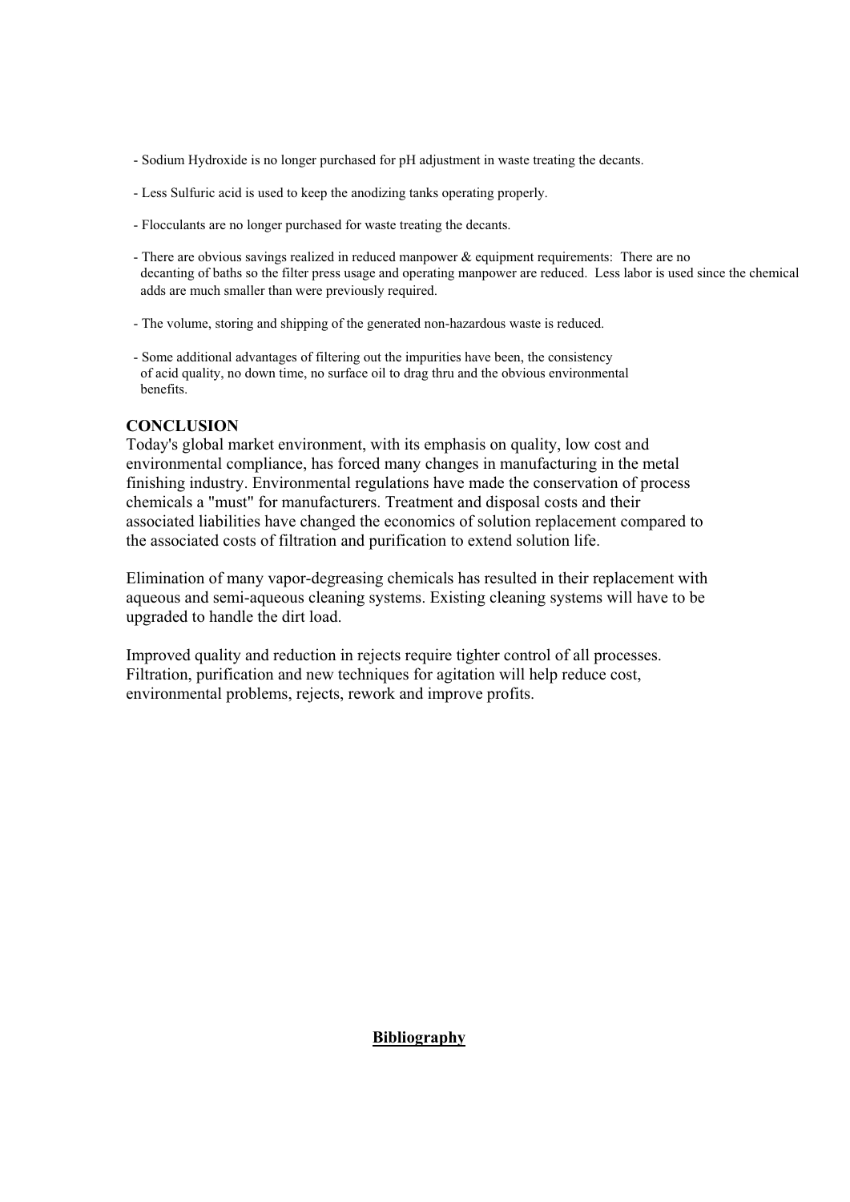- Sodium Hydroxide is no longer purchased for pH adjustment in waste treating the decants.
- Less Sulfuric acid is used to keep the anodizing tanks operating properly.
- Flocculants are no longer purchased for waste treating the decants.
- There are obvious savings realized in reduced manpower & equipment requirements: There are no decanting of baths so the filter press usage and operating manpower are reduced. Less labor is used since the chemical adds are much smaller than were previously required.
- The volume, storing and shipping of the generated non-hazardous waste is reduced.
- Some additional advantages of filtering out the impurities have been, the consistency of acid quality, no down time, no surface oil to drag thru and the obvious environmental benefits.

**CONCLUSION**

Today's global market environment, with its emphasis on quality, low cost and environmental compliance, has forced many changes in manufacturing in the metal finishing industry. Environmental regulations have made the conservation of process chemicals a "must" for manufacturers. Treatment and disposal costs and their associated liabilities have changed the economics of solution replacement compared to the associated costs of filtration and purification to extend solution life.

Elimination of many vapor-degreasing chemicals has resulted in their replacement with aqueous and semi-aqueous cleaning systems. Existing cleaning systems will have to be upgraded to handle the dirt load.

Improved quality and reduction in rejects require tighter control of all processes. Filtration, purification and new techniques for agitation will help reduce cost, environmental problems, rejects, rework and improve profits.

## Bibliography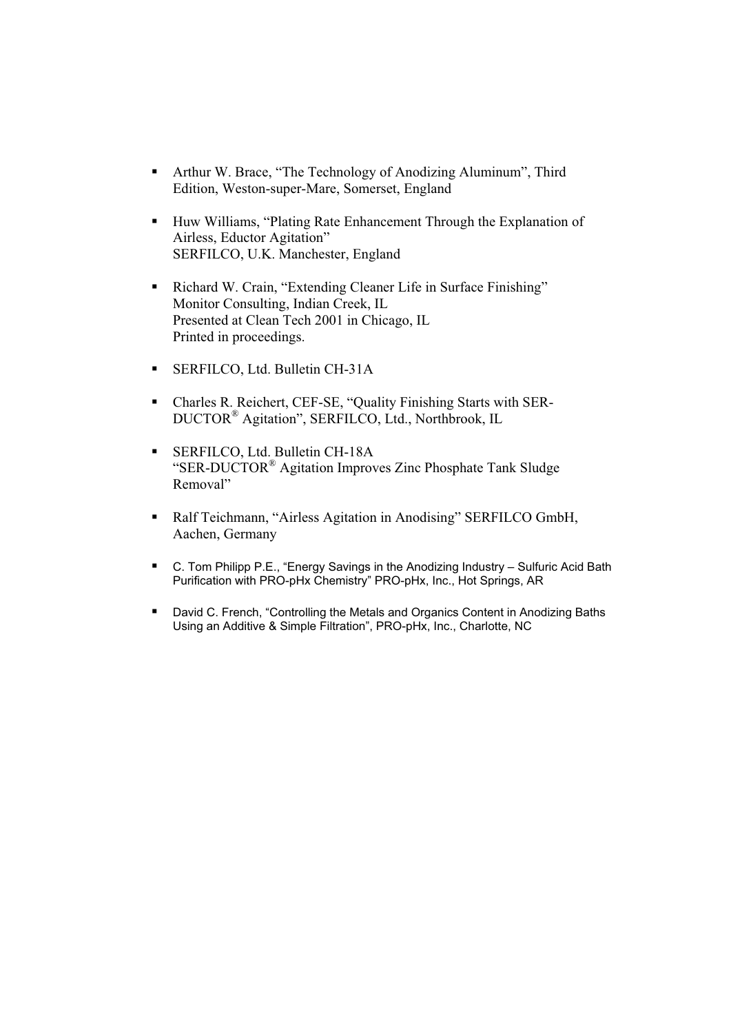- Arthur W. Brace, "The Technology of Anodizing Aluminum", Third Edition, Weston-super-Mare, Somerset, England

- Huw Williams, "Plating Rate Enhancement Through the Explanation of Airless, Eductor Agitation"
  SERFILCO, U.K. Manchester, England

- Richard W. Crain, "Extending Cleaner Life in Surface Finishing"
  Monitor Consulting, Indian Creek, IL
  Presented at Clean Tech 2001 in Chicago, IL
  Printed in proceedings.

- SERFILCO, Ltd. Bulletin CH-31A

- Charles R. Reichert, CEF-SE, "Quality Finishing Starts with SER-DUCTOR® Agitation", SERFILCO, Ltd., Northbrook, IL

- SERFILCO, Ltd. Bulletin CH-18A
  "SER-DUCTOR® Agitation Improves Zinc Phosphate Tank Sludge Removal"

- Ralf Teichmann, "Airless Agitation in Anodising" SERFILCO GmbH, Aachen, Germany

- C. Tom Philipp P.E., "Energy Savings in the Anodizing Industry – Sulfuric Acid Bath Purification with PRO-pHx Chemistry" PRO-pHx, Inc., Hot Springs, AR

- David C. French, "Controlling the Metals and Organics Content in Anodizing Baths Using an Additive & Simple Filtration", PRO-pHx, Inc., Charlotte, NC